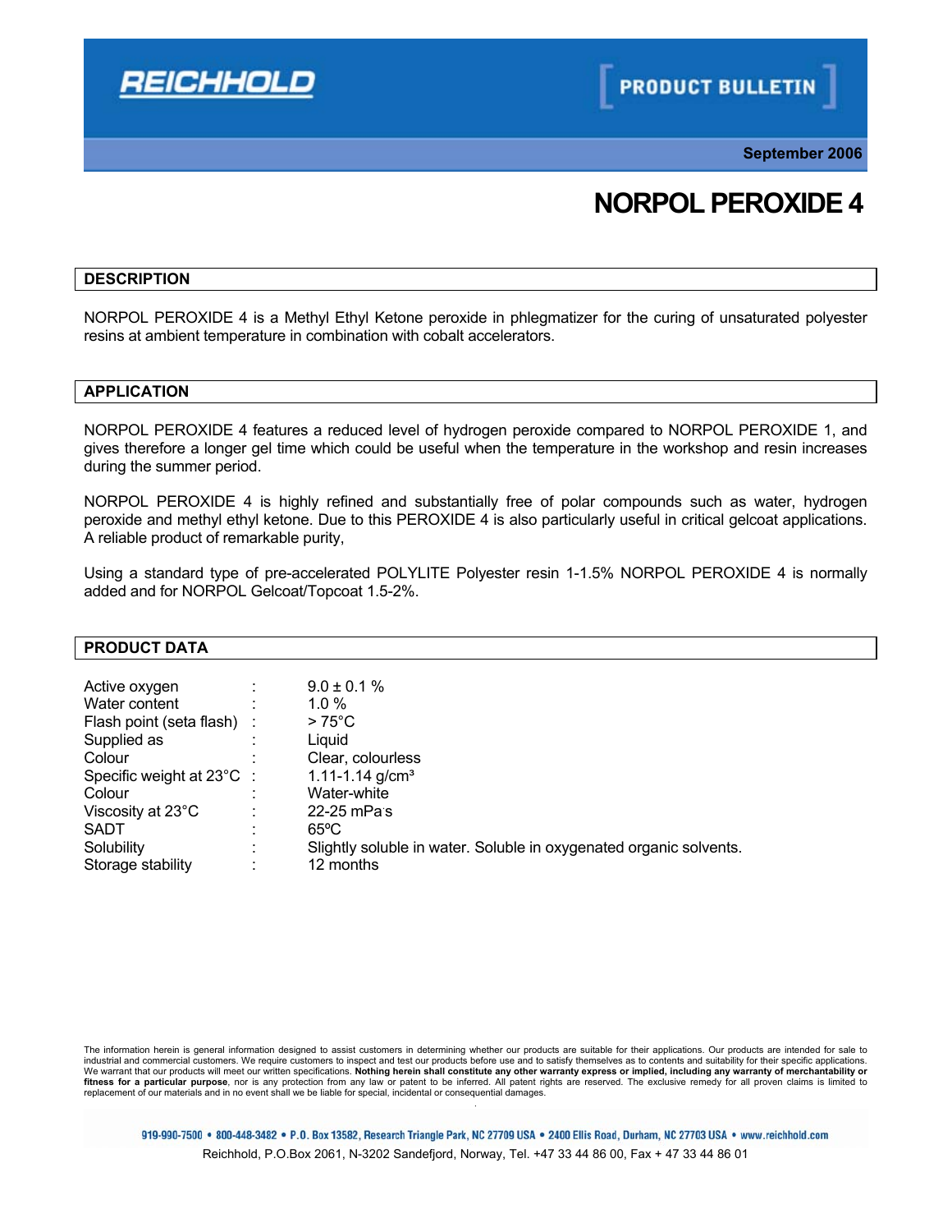**REICHHOLD**

**PRODUCT BULLETIN**

**September 2006**

# NORPOL PEROXIDE 4

## DESCRIPTION

NORPOL PEROXIDE 4 is a Methyl Ethyl Ketone peroxide in phlegmatizer for the curing of unsaturated polyester resins at ambient temperature in combination with cobalt accelerators.

## APPLICATION

NORPOL PEROXIDE 4 features a reduced level of hydrogen peroxide compared to NORPOL PEROXIDE 1, and gives therefore a longer gel time which could be useful when the temperature in the workshop and resin increases during the summer period.

NORPOL PEROXIDE 4 is highly refined and substantially free of polar compounds such as water, hydrogen peroxide and methyl ethyl ketone. Due to this PEROXIDE 4 is also particularly useful in critical gelcoat applications. A reliable product of remarkable purity,

Using a standard type of pre-accelerated POLYLITE Polyester resin 1-1.5% NORPOL PEROXIDE 4 is normally added and for NORPOL Gelcoat/Topcoat 1.5-2%.

## PRODUCT DATA

| | | |
|---|---|---|
| Active oxygen | : | 9.0 ± 0.1 % |
| Water content | : | 1.0 % |
| Flash point (seta flash) | : | > 75°C |
| Supplied as | : | Liquid |
| Colour | : | Clear, colourless |
| Specific weight at 23°C | : | 1.11-1.14 g/cm³ |
| Colour | : | Water-white |
| Viscosity at 23°C | : | 22-25 mPa·s |
| SADT | : | 65ºC |
| Solubility | : | Slightly soluble in water. Soluble in oxygenated organic solvents. |
| Storage stability | : | 12 months |

The information herein is general information designed to assist customers in determining whether our products are suitable for their applications. Our products are intended for sale to industrial and commercial customers. We require customers to inspect and test our products before use and to satisfy themselves as to contents and suitability for their specific applications. We warrant that our products will meet our written specifications. **Nothing herein shall constitute any other warranty express or implied, including any warranty of merchantability or fitness for a particular purpose**, nor is any protection from any law or patent to be inferred. All patent rights are reserved. The exclusive remedy for all proven claims is limited to replacement of our materials and in no event shall we be liable for special, incidental or consequential damages.

919-990-7500 • 800-448-3482 • P.O. Box 13582, Research Triangle Park, NC 27709 USA • 2400 Ellis Road, Durham, NC 27703 USA • www.reichhold.com

Reichhold, P.O.Box 2061, N-3202 Sandefjord, Norway, Tel. +47 33 44 86 00, Fax + 47 33 44 86 01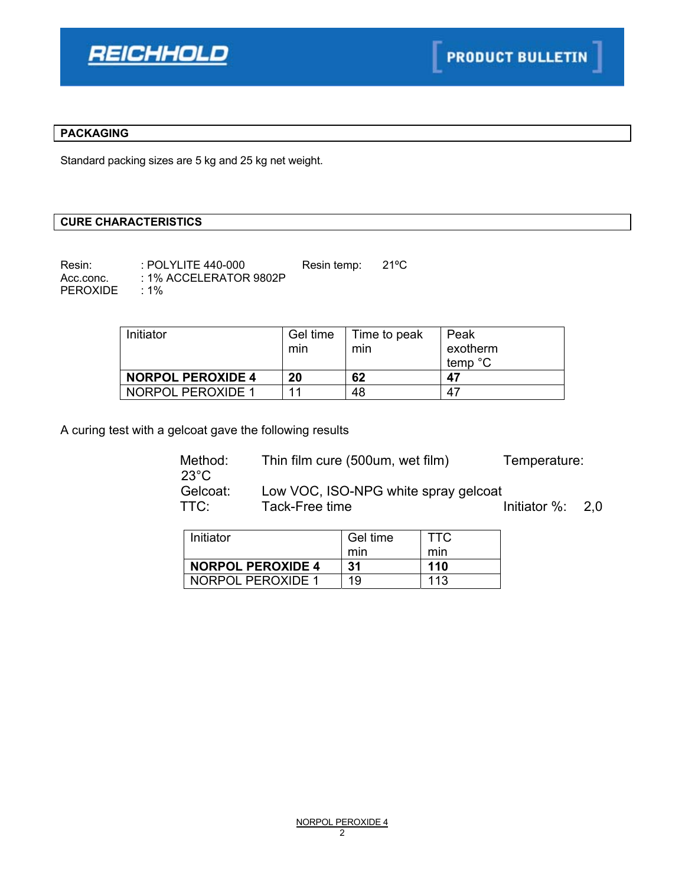## PACKAGING

Standard packing sizes are 5 kg and 25 kg net weight.

## CURE CHARACTERISTICS

Resin: : POLYLITE 440-000 Resin temp: 21ºC
Acc.conc. : 1% ACCELERATOR 9802P
PEROXIDE : 1%

| Initiator | Gel time min | Time to peak min | Peak exotherm temp °C |
| --- | --- | --- | --- |
| **NORPOL PEROXIDE 4** | **20** | **62** | **47** |
| NORPOL PEROXIDE 1 | 11 | 48 | 47 |

A curing test with a gelcoat gave the following results

Method: Thin film cure (500um, wet film) Temperature: 23°C
Gelcoat: Low VOC, ISO-NPG white spray gelcoat
TTC: Tack-Free time Initiator %: 2,0

| Initiator | Gel time min | TTC min |
| --- | --- | --- |
| **NORPOL PEROXIDE 4** | **31** | **110** |
| NORPOL PEROXIDE 1 | 19 | 113 |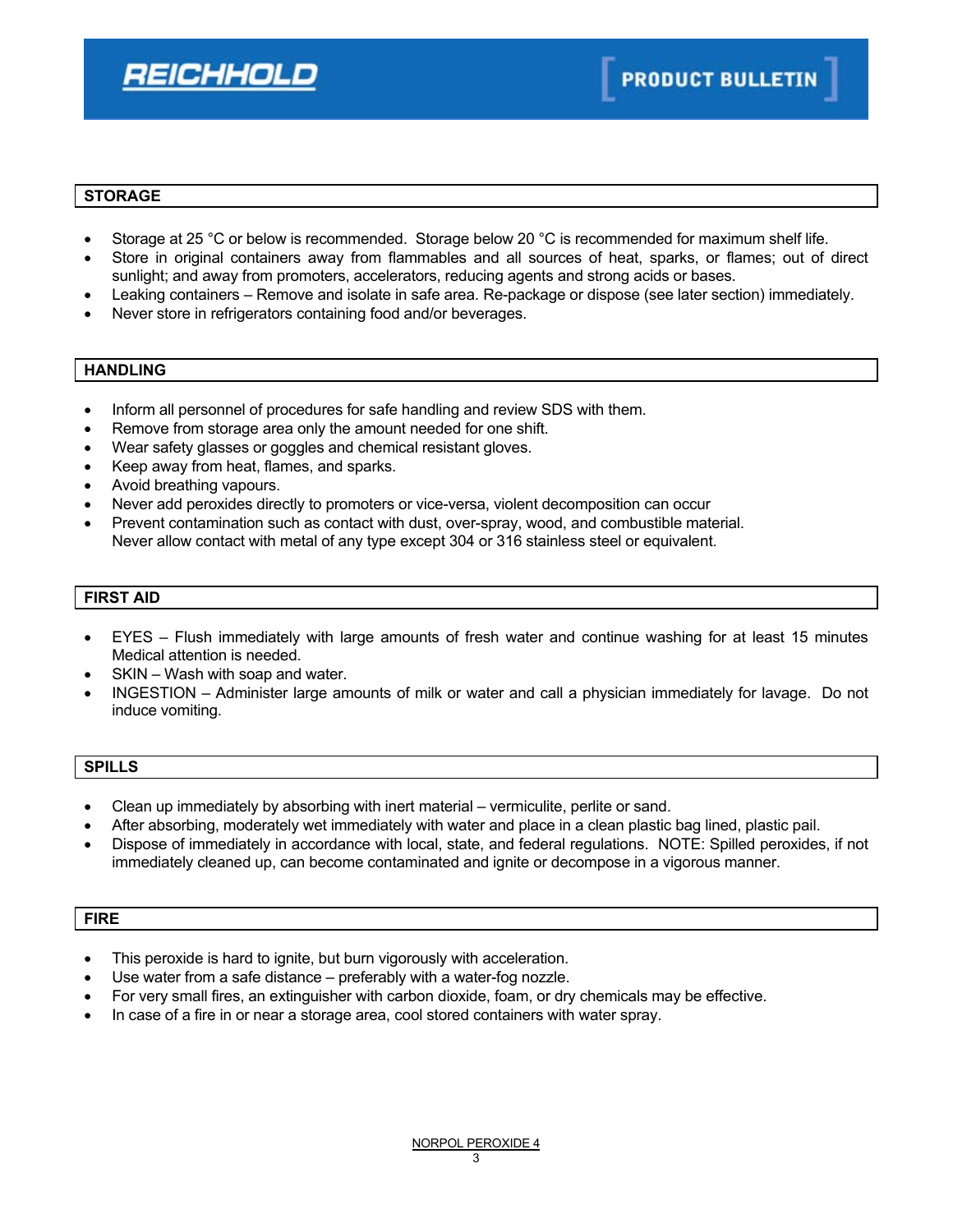## STORAGE

- Storage at 25 °C or below is recommended. Storage below 20 °C is recommended for maximum shelf life.
- Store in original containers away from flammables and all sources of heat, sparks, or flames; out of direct sunlight; and away from promoters, accelerators, reducing agents and strong acids or bases.
- Leaking containers – Remove and isolate in safe area. Re-package or dispose (see later section) immediately.
- Never store in refrigerators containing food and/or beverages.

## HANDLING

- Inform all personnel of procedures for safe handling and review SDS with them.
- Remove from storage area only the amount needed for one shift.
- Wear safety glasses or goggles and chemical resistant gloves.
- Keep away from heat, flames, and sparks.
- Avoid breathing vapours.
- Never add peroxides directly to promoters or vice-versa, violent decomposition can occur
- Prevent contamination such as contact with dust, over-spray, wood, and combustible material. Never allow contact with metal of any type except 304 or 316 stainless steel or equivalent.

## FIRST AID

- EYES – Flush immediately with large amounts of fresh water and continue washing for at least 15 minutes Medical attention is needed.
- SKIN – Wash with soap and water.
- INGESTION – Administer large amounts of milk or water and call a physician immediately for lavage. Do not induce vomiting.

## SPILLS

- Clean up immediately by absorbing with inert material – vermiculite, perlite or sand.
- After absorbing, moderately wet immediately with water and place in a clean plastic bag lined, plastic pail.
- Dispose of immediately in accordance with local, state, and federal regulations. NOTE: Spilled peroxides, if not immediately cleaned up, can become contaminated and ignite or decompose in a vigorous manner.

## FIRE

- This peroxide is hard to ignite, but burn vigorously with acceleration.
- Use water from a safe distance – preferably with a water-fog nozzle.
- For very small fires, an extinguisher with carbon dioxide, foam, or dry chemicals may be effective.
- In case of a fire in or near a storage area, cool stored containers with water spray.